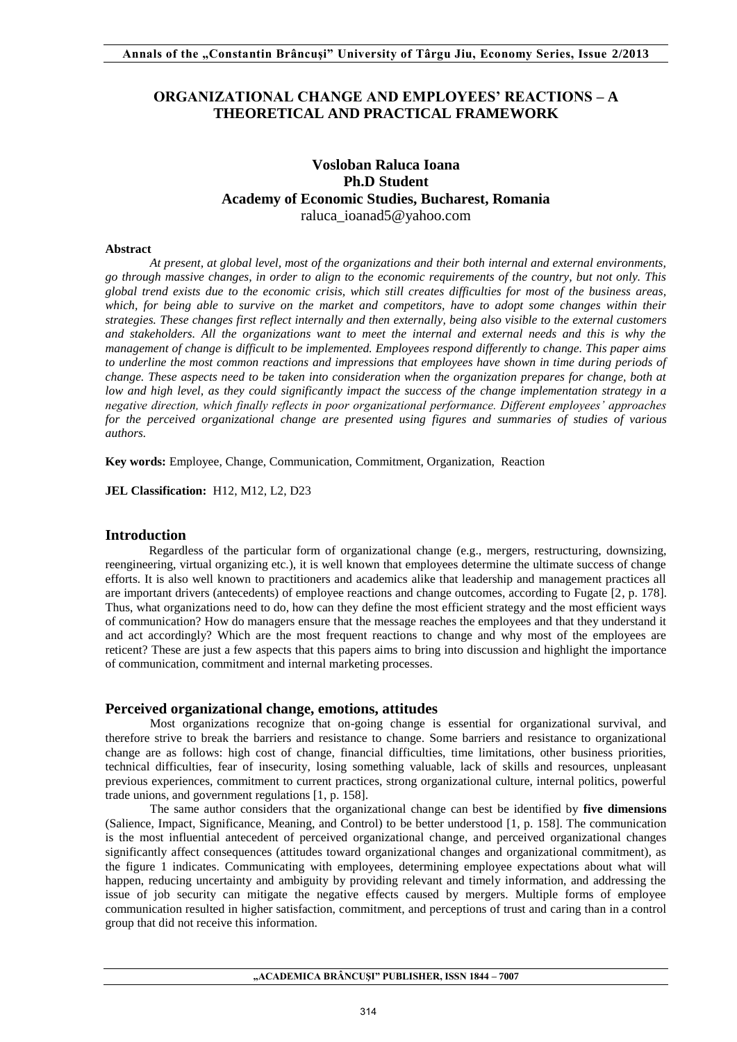# ORGANIZATIONAL CHANGE AND EMPLOYEES' REACTIONS – A THEORETICAL AND PRACTICAL FRAMEWORK

**Vosloban Raluca Ioana**
**Ph.D Student**
**Academy of Economic Studies, Bucharest, Romania**
raluca_ioanad5@yahoo.com

**Abstract**

*At present, at global level, most of the organizations and their both internal and external environments, go through massive changes, in order to align to the economic requirements of the country, but not only. This global trend exists due to the economic crisis, which still creates difficulties for most of the business areas, which, for being able to survive on the market and competitors, have to adopt some changes within their strategies. These changes first reflect internally and then externally, being also visible to the external customers and stakeholders. All the organizations want to meet the internal and external needs and this is why the management of change is difficult to be implemented. Employees respond differently to change. This paper aims to underline the most common reactions and impressions that employees have shown in time during periods of change. These aspects need to be taken into consideration when the organization prepares for change, both at low and high level, as they could significantly impact the success of the change implementation strategy in a negative direction, which finally reflects in poor organizational performance. Different employees' approaches for the perceived organizational change are presented using figures and summaries of studies of various authors.*

**Key words:** Employee, Change, Communication, Commitment, Organization, Reaction

**JEL Classification:** H12, M12, L2, D23

## Introduction

Regardless of the particular form of organizational change (e.g., mergers, restructuring, downsizing, reengineering, virtual organizing etc.), it is well known that employees determine the ultimate success of change efforts. It is also well known to practitioners and academics alike that leadership and management practices all are important drivers (antecedents) of employee reactions and change outcomes, according to Fugate [2, p. 178]. Thus, what organizations need to do, how can they define the most efficient strategy and the most efficient ways of communication? How do managers ensure that the message reaches the employees and that they understand it and act accordingly? Which are the most frequent reactions to change and why most of the employees are reticent? These are just a few aspects that this papers aims to bring into discussion and highlight the importance of communication, commitment and internal marketing processes.

## Perceived organizational change, emotions, attitudes

Most organizations recognize that on-going change is essential for organizational survival, and therefore strive to break the barriers and resistance to change. Some barriers and resistance to organizational change are as follows: high cost of change, financial difficulties, time limitations, other business priorities, technical difficulties, fear of insecurity, losing something valuable, lack of skills and resources, unpleasant previous experiences, commitment to current practices, strong organizational culture, internal politics, powerful trade unions, and government regulations [1, p. 158].

The same author considers that the organizational change can best be identified by **five dimensions** (Salience, Impact, Significance, Meaning, and Control) to be better understood [1, p. 158]. The communication is the most influential antecedent of perceived organizational change, and perceived organizational changes significantly affect consequences (attitudes toward organizational changes and organizational commitment), as the figure 1 indicates. Communicating with employees, determining employee expectations about what will happen, reducing uncertainty and ambiguity by providing relevant and timely information, and addressing the issue of job security can mitigate the negative effects caused by mergers. Multiple forms of employee communication resulted in higher satisfaction, commitment, and perceptions of trust and caring than in a control group that did not receive this information.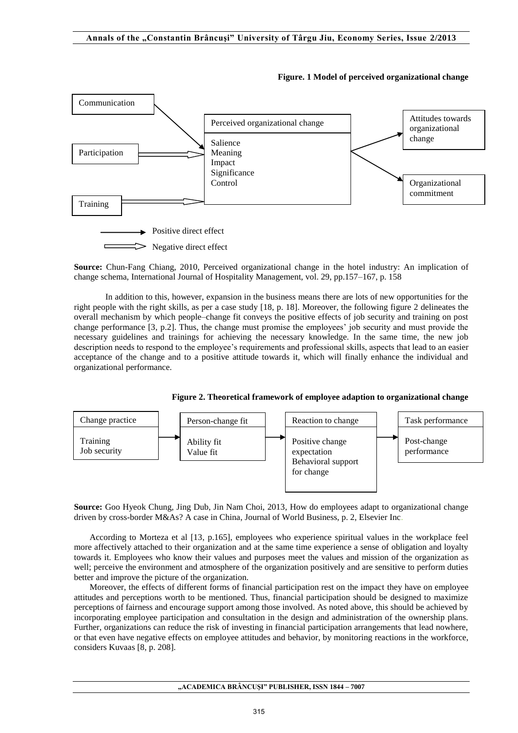**Figure. 1 Model of perceived organizational change**

**Source:** Chun-Fang Chiang, 2010, Perceived organizational change in the hotel industry: An implication of change schema, International Journal of Hospitality Management, vol. 29, pp.157–167, p. 158

In addition to this, however, expansion in the business means there are lots of new opportunities for the right people with the right skills, as per a case study [18, p. 18]. Moreover, the following figure 2 delineates the overall mechanism by which people–change fit conveys the positive effects of job security and training on post change performance [3, p.2]. Thus, the change must promise the employees' job security and must provide the necessary guidelines and trainings for achieving the necessary knowledge. In the same time, the new job description needs to respond to the employee's requirements and professional skills, aspects that lead to an easier acceptance of the change and to a positive attitude towards it, which will finally enhance the individual and organizational performance.

**Figure 2. Theoretical framework of employee adaption to organizational change**

**Source:** Goo Hyeok Chung, Jing Dub, Jin Nam Choi, 2013, How do employees adapt to organizational change driven by cross-border M&As? A case in China, Journal of World Business, p. 2, Elsevier Inc.

According to Morteza et al [13, p.165], employees who experience spiritual values in the workplace feel more affectively attached to their organization and at the same time experience a sense of obligation and loyalty towards it. Employees who know their values and purposes meet the values and mission of the organization as well; perceive the environment and atmosphere of the organization positively and are sensitive to perform duties better and improve the picture of the organization.

Moreover, the effects of different forms of financial participation rest on the impact they have on employee attitudes and perceptions worth to be mentioned. Thus, financial participation should be designed to maximize perceptions of fairness and encourage support among those involved. As noted above, this should be achieved by incorporating employee participation and consultation in the design and administration of the ownership plans. Further, organizations can reduce the risk of investing in financial participation arrangements that lead nowhere, or that even have negative effects on employee attitudes and behavior, by monitoring reactions in the workforce, considers Kuvaas [8, p. 208].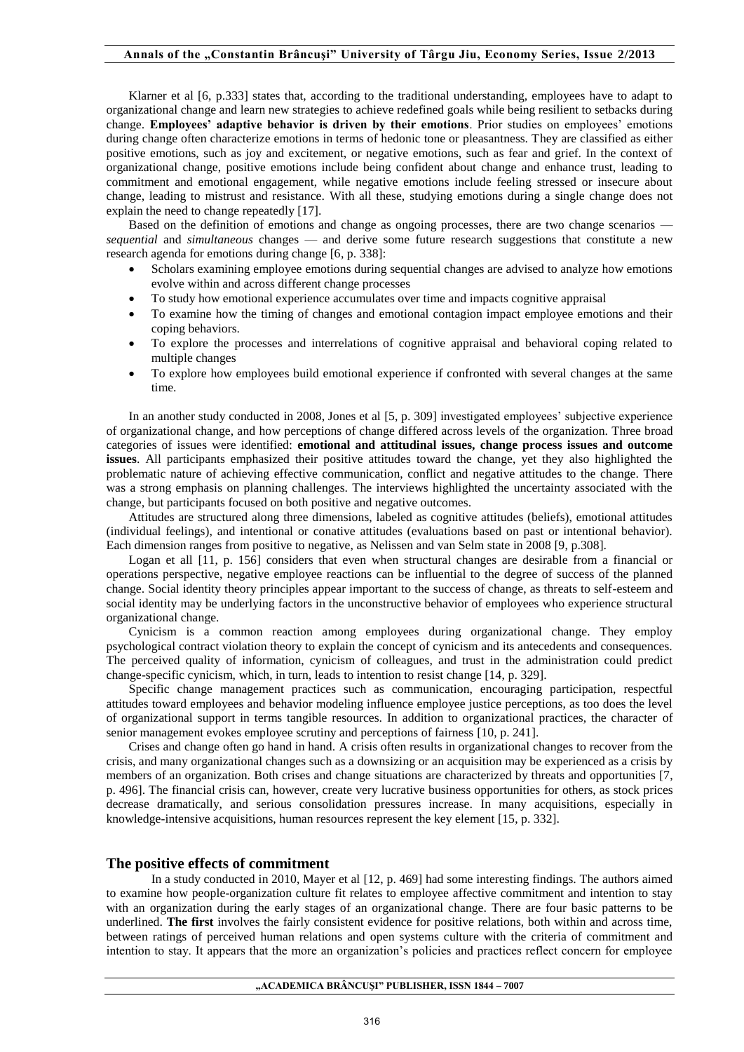Klarner et al [6, p.333] states that, according to the traditional understanding, employees have to adapt to organizational change and learn new strategies to achieve redefined goals while being resilient to setbacks during change. **Employees' adaptive behavior is driven by their emotions**. Prior studies on employees' emotions during change often characterize emotions in terms of hedonic tone or pleasantness. They are classified as either positive emotions, such as joy and excitement, or negative emotions, such as fear and grief. In the context of organizational change, positive emotions include being confident about change and enhance trust, leading to commitment and emotional engagement, while negative emotions include feeling stressed or insecure about change, leading to mistrust and resistance. With all these, studying emotions during a single change does not explain the need to change repeatedly [17].

Based on the definition of emotions and change as ongoing processes, there are two change scenarios — *sequential* and *simultaneous* changes — and derive some future research suggestions that constitute a new research agenda for emotions during change [6, p. 338]:

- Scholars examining employee emotions during sequential changes are advised to analyze how emotions evolve within and across different change processes
- To study how emotional experience accumulates over time and impacts cognitive appraisal
- To examine how the timing of changes and emotional contagion impact employee emotions and their coping behaviors.
- To explore the processes and interrelations of cognitive appraisal and behavioral coping related to multiple changes
- To explore how employees build emotional experience if confronted with several changes at the same time.

In an another study conducted in 2008, Jones et al [5, p. 309] investigated employees' subjective experience of organizational change, and how perceptions of change differed across levels of the organization. Three broad categories of issues were identified: **emotional and attitudinal issues, change process issues and outcome issues**. All participants emphasized their positive attitudes toward the change, yet they also highlighted the problematic nature of achieving effective communication, conflict and negative attitudes to the change. There was a strong emphasis on planning challenges. The interviews highlighted the uncertainty associated with the change, but participants focused on both positive and negative outcomes.

Attitudes are structured along three dimensions, labeled as cognitive attitudes (beliefs), emotional attitudes (individual feelings), and intentional or conative attitudes (evaluations based on past or intentional behavior). Each dimension ranges from positive to negative, as Nelissen and van Selm state in 2008 [9, p.308].

Logan et all [11, p. 156] considers that even when structural changes are desirable from a financial or operations perspective, negative employee reactions can be influential to the degree of success of the planned change. Social identity theory principles appear important to the success of change, as threats to self-esteem and social identity may be underlying factors in the unconstructive behavior of employees who experience structural organizational change.

Cynicism is a common reaction among employees during organizational change. They employ psychological contract violation theory to explain the concept of cynicism and its antecedents and consequences. The perceived quality of information, cynicism of colleagues, and trust in the administration could predict change-specific cynicism, which, in turn, leads to intention to resist change [14, p. 329].

Specific change management practices such as communication, encouraging participation, respectful attitudes toward employees and behavior modeling influence employee justice perceptions, as too does the level of organizational support in terms tangible resources. In addition to organizational practices, the character of senior management evokes employee scrutiny and perceptions of fairness [10, p. 241].

Crises and change often go hand in hand. A crisis often results in organizational changes to recover from the crisis, and many organizational changes such as a downsizing or an acquisition may be experienced as a crisis by members of an organization. Both crises and change situations are characterized by threats and opportunities [7, p. 496]. The financial crisis can, however, create very lucrative business opportunities for others, as stock prices decrease dramatically, and serious consolidation pressures increase. In many acquisitions, especially in knowledge-intensive acquisitions, human resources represent the key element [15, p. 332].

## The positive effects of commitment

In a study conducted in 2010, Mayer et al [12, p. 469] had some interesting findings. The authors aimed to examine how people-organization culture fit relates to employee affective commitment and intention to stay with an organization during the early stages of an organizational change. There are four basic patterns to be underlined. **The first** involves the fairly consistent evidence for positive relations, both within and across time, between ratings of perceived human relations and open systems culture with the criteria of commitment and intention to stay. It appears that the more an organization's policies and practices reflect concern for employee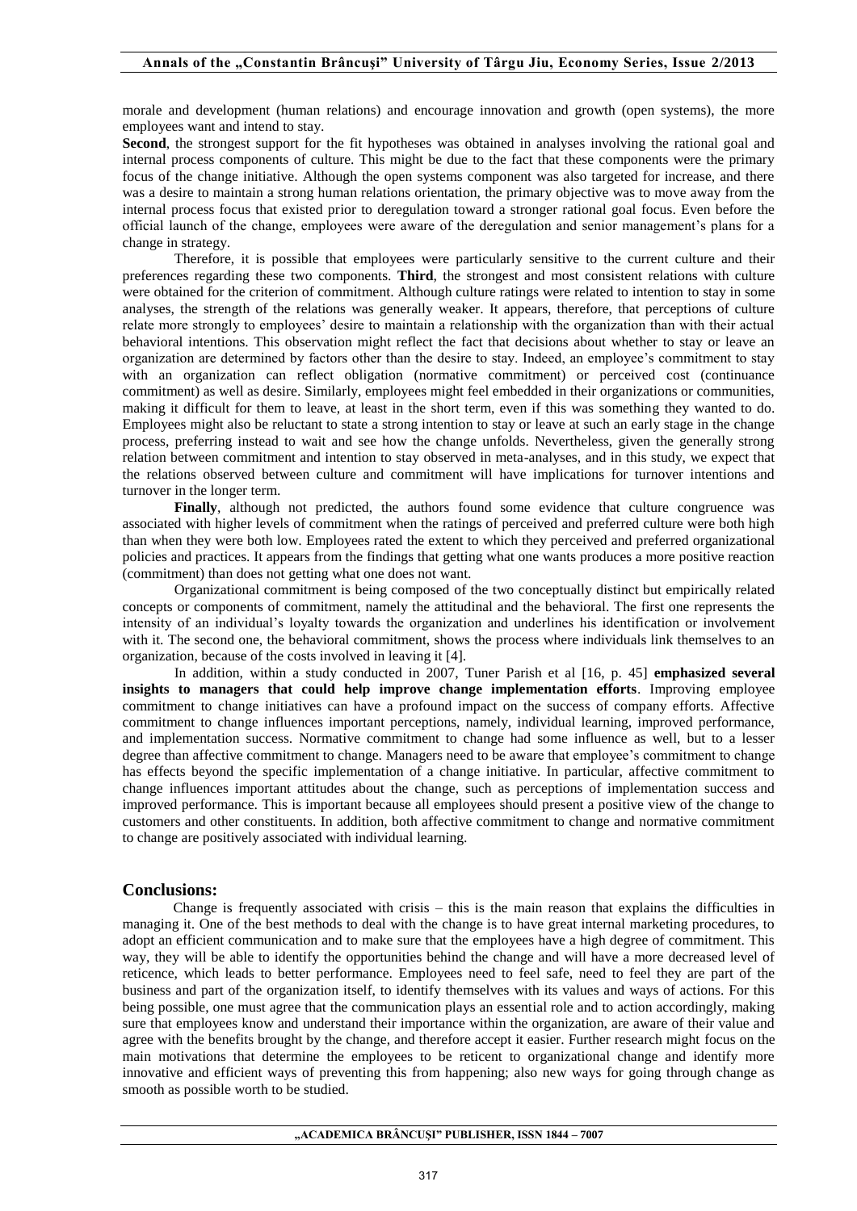morale and development (human relations) and encourage innovation and growth (open systems), the more employees want and intend to stay.

**Second**, the strongest support for the fit hypotheses was obtained in analyses involving the rational goal and internal process components of culture. This might be due to the fact that these components were the primary focus of the change initiative. Although the open systems component was also targeted for increase, and there was a desire to maintain a strong human relations orientation, the primary objective was to move away from the internal process focus that existed prior to deregulation toward a stronger rational goal focus. Even before the official launch of the change, employees were aware of the deregulation and senior management's plans for a change in strategy.

Therefore, it is possible that employees were particularly sensitive to the current culture and their preferences regarding these two components. **Third**, the strongest and most consistent relations with culture were obtained for the criterion of commitment. Although culture ratings were related to intention to stay in some analyses, the strength of the relations was generally weaker. It appears, therefore, that perceptions of culture relate more strongly to employees' desire to maintain a relationship with the organization than with their actual behavioral intentions. This observation might reflect the fact that decisions about whether to stay or leave an organization are determined by factors other than the desire to stay. Indeed, an employee's commitment to stay with an organization can reflect obligation (normative commitment) or perceived cost (continuance commitment) as well as desire. Similarly, employees might feel embedded in their organizations or communities, making it difficult for them to leave, at least in the short term, even if this was something they wanted to do. Employees might also be reluctant to state a strong intention to stay or leave at such an early stage in the change process, preferring instead to wait and see how the change unfolds. Nevertheless, given the generally strong relation between commitment and intention to stay observed in meta-analyses, and in this study, we expect that the relations observed between culture and commitment will have implications for turnover intentions and turnover in the longer term.

**Finally**, although not predicted, the authors found some evidence that culture congruence was associated with higher levels of commitment when the ratings of perceived and preferred culture were both high than when they were both low. Employees rated the extent to which they perceived and preferred organizational policies and practices. It appears from the findings that getting what one wants produces a more positive reaction (commitment) than does not getting what one does not want.

Organizational commitment is being composed of the two conceptually distinct but empirically related concepts or components of commitment, namely the attitudinal and the behavioral. The first one represents the intensity of an individual's loyalty towards the organization and underlines his identification or involvement with it. The second one, the behavioral commitment, shows the process where individuals link themselves to an organization, because of the costs involved in leaving it [4].

In addition, within a study conducted in 2007, Tuner Parish et al [16, p. 45] **emphasized several insights to managers that could help improve change implementation efforts**. Improving employee commitment to change initiatives can have a profound impact on the success of company efforts. Affective commitment to change influences important perceptions, namely, individual learning, improved performance, and implementation success. Normative commitment to change had some influence as well, but to a lesser degree than affective commitment to change. Managers need to be aware that employee's commitment to change has effects beyond the specific implementation of a change initiative. In particular, affective commitment to change influences important attitudes about the change, such as perceptions of implementation success and improved performance. This is important because all employees should present a positive view of the change to customers and other constituents. In addition, both affective commitment to change and normative commitment to change are positively associated with individual learning.

## Conclusions:

Change is frequently associated with crisis – this is the main reason that explains the difficulties in managing it. One of the best methods to deal with the change is to have great internal marketing procedures, to adopt an efficient communication and to make sure that the employees have a high degree of commitment. This way, they will be able to identify the opportunities behind the change and will have a more decreased level of reticence, which leads to better performance. Employees need to feel safe, need to feel they are part of the business and part of the organization itself, to identify themselves with its values and ways of actions. For this being possible, one must agree that the communication plays an essential role and to action accordingly, making sure that employees know and understand their importance within the organization, are aware of their value and agree with the benefits brought by the change, and therefore accept it easier. Further research might focus on the main motivations that determine the employees to be reticent to organizational change and identify more innovative and efficient ways of preventing this from happening; also new ways for going through change as smooth as possible worth to be studied.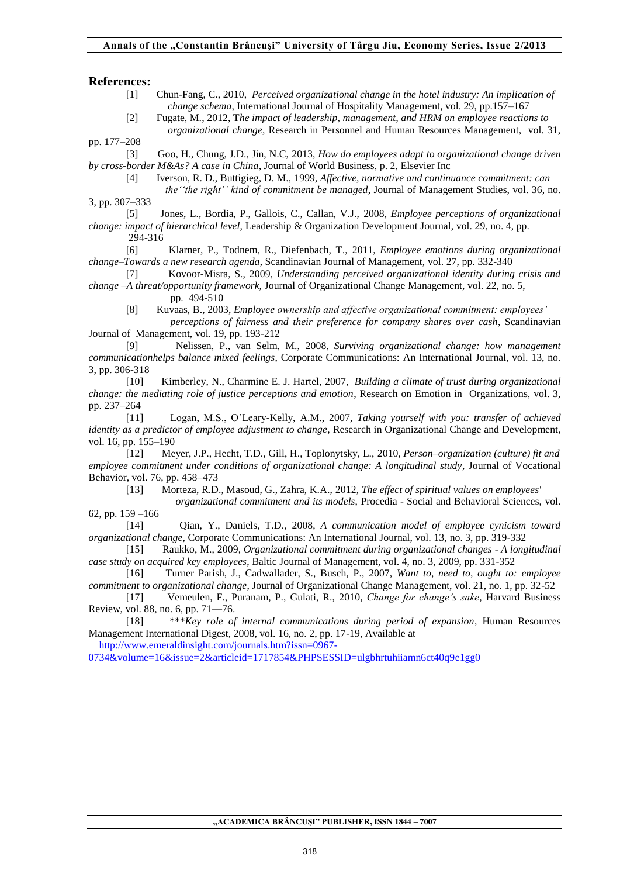## References:

[1] Chun-Fang, C., 2010, *Perceived organizational change in the hotel industry: An implication of change schema*, International Journal of Hospitality Management, vol. 29, pp.157–167

[2] Fugate, M., 2012, T*he impact of leadership, management, and HRM on employee reactions to organizational change,* Research in Personnel and Human Resources Management, vol. 31, pp. 177–208

[3] Goo, H., Chung, J.D., Jin, N.C, 2013, *How do employees adapt to organizational change driven by cross-border M&As? A case in China*, Journal of World Business, p. 2, Elsevier Inc

[4] Iverson, R. D., Buttigieg, D. M., 1999, *Affective, normative and continuance commitment: can the''the right'' kind of commitment be managed*, Journal of Management Studies, vol. 36, no. 3, pp. 307–333

[5] Jones, L., Bordia, P., Gallois, C., Callan, V.J., 2008, *Employee perceptions of organizational change: impact of hierarchical level,* Leadership & Organization Development Journal, vol. 29, no. 4, pp. 294-316

[6] Klarner, P., Todnem, R., Diefenbach, T., 2011, *Employee emotions during organizational change–Towards a new research agenda*, Scandinavian Journal of Management, vol. 27, pp. 332-340

[7] Kovoor-Misra, S., 2009, *Understanding perceived organizational identity during crisis and change –A threat/opportunity framework*, Journal of Organizational Change Management, vol. 22, no. 5, pp. 494-510

[8] Kuvaas, B., 2003, *Employee ownership and affective organizational commitment: employees' perceptions of fairness and their preference for company shares over cash*, Scandinavian Journal of Management, vol. 19, pp. 193-212

[9] Nelissen, P., van Selm, M., 2008, *Surviving organizational change: how management communicationhelps balance mixed feelings*, Corporate Communications: An International Journal, vol. 13, no. 3, pp. 306-318

[10] Kimberley, N., Charmine E. J. Hartel, 2007, *Building a climate of trust during organizational change: the mediating role of justice perceptions and emotion*, Research on Emotion in Organizations, vol. 3, pp. 237–264

[11] Logan, M.S., O'Leary-Kelly, A.M., 2007, *Taking yourself with you: transfer of achieved identity as a predictor of employee adjustment to change*, Research in Organizational Change and Development, vol. 16, pp. 155–190

[12] Meyer, J.P., Hecht, T.D., Gill, H., Toplonytsky, L., 2010, *Person–organization (culture) fit and employee commitment under conditions of organizational change: A longitudinal study*, Journal of Vocational Behavior, vol. 76, pp. 458–473

[13] Morteza, R.D., Masoud, G., Zahra, K.A., 2012, *The effect of spiritual values on employees' organizational commitment and its models*, Procedia - Social and Behavioral Sciences, vol. 62, pp. 159 –166

[14] Qian, Y., Daniels, T.D., 2008, *A communication model of employee cynicism toward organizational change*, Corporate Communications: An International Journal, vol. 13, no. 3, pp. 319-332

[15] Raukko, M., 2009, *Organizational commitment during organizational changes - A longitudinal case study on acquired key employees*, Baltic Journal of Management, vol. 4, no. 3, 2009, pp. 331-352

[16] Turner Parish, J., Cadwallader, S., Busch, P., 2007, *Want to, need to, ought to: employee commitment to organizational change,* Journal of Organizational Change Management, vol. 21, no. 1, pp. 32-52

[17] Vemeulen, F., Puranam, P., Gulati, R., 2010, *Change for change's sake*, Harvard Business Review, vol. 88, no. 6, pp. 71—76.

[18] ****Key role of internal communications during period of expansion*, Human Resources Management International Digest, 2008, vol. 16, no. 2, pp. 17-19, Available at http://www.emeraldinsight.com/journals.htm?issn=0967-0734&volume=16&issue=2&articleid=1717854&PHPSESSID=ulgbhrtuhiiamn6ct40q9e1gg0